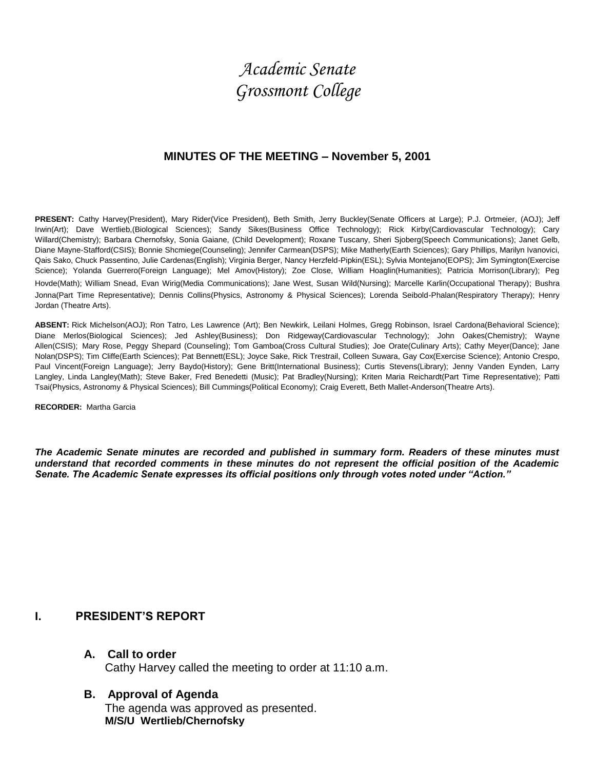# Academic Senate
# Grossmont College

## MINUTES OF THE MEETING – November 5, 2001

**PRESENT:** Cathy Harvey(President), Mary Rider(Vice President), Beth Smith, Jerry Buckley(Senate Officers at Large); P.J. Ortmeier, (AOJ); Jeff Irwin(Art); Dave Wertlieb,(Biological Sciences); Sandy Sikes(Business Office Technology); Rick Kirby(Cardiovascular Technology); Cary Willard(Chemistry); Barbara Chernofsky, Sonia Gaiane, (Child Development); Roxane Tuscany, Sheri Sjoberg(Speech Communications); Janet Gelb, Diane Mayne-Stafford(CSIS); Bonnie Shcmiege(Counseling); Jennifer Carmean(DSPS); Mike Matherly(Earth Sciences); Gary Phillips, Marilyn Ivanovici, Qais Sako, Chuck Passentino, Julie Cardenas(English); Virginia Berger, Nancy Herzfeld-Pipkin(ESL); Sylvia Montejano(EOPS); Jim Symington(Exercise Science); Yolanda Guerrero(Foreign Language); Mel Amov(History); Zoe Close, William Hoaglin(Humanities); Patricia Morrison(Library); Peg Hovde(Math); William Snead, Evan Wirig(Media Communications); Jane West, Susan Wild(Nursing); Marcelle Karlin(Occupational Therapy); Bushra Jonna(Part Time Representative); Dennis Collins(Physics, Astronomy & Physical Sciences); Lorenda Seibold-Phalan(Respiratory Therapy); Henry Jordan (Theatre Arts).

**ABSENT:** Rick Michelson(AOJ); Ron Tatro, Les Lawrence (Art); Ben Newkirk, Leilani Holmes, Gregg Robinson, Israel Cardona(Behavioral Science); Diane Merlos(Biological Sciences); Jed Ashley(Business); Don Ridgeway(Cardiovascular Technology); John Oakes(Chemistry); Wayne Allen(CSIS); Mary Rose, Peggy Shepard (Counseling); Tom Gamboa(Cross Cultural Studies); Joe Orate(Culinary Arts); Cathy Meyer(Dance); Jane Nolan(DSPS); Tim Cliffe(Earth Sciences); Pat Bennett(ESL); Joyce Sake, Rick Trestrail, Colleen Suwara, Gay Cox(Exercise Science); Antonio Crespo, Paul Vincent(Foreign Language); Jerry Baydo(History); Gene Britt(International Business); Curtis Stevens(Library); Jenny Vanden Eynden, Larry Langley, Linda Langley(Math); Steve Baker, Fred Benedetti (Music); Pat Bradley(Nursing); Kriten Maria Reichardt(Part Time Representative); Patti Tsai(Physics, Astronomy & Physical Sciences); Bill Cummings(Political Economy); Craig Everett, Beth Mallet-Anderson(Theatre Arts).

**RECORDER:** Martha Garcia

***The Academic Senate minutes are recorded and published in summary form. Readers of these minutes must understand that recorded comments in these minutes do not represent the official position of the Academic Senate. The Academic Senate expresses its official positions only through votes noted under "Action."***

## I. PRESIDENT'S REPORT

### A. Call to order

Cathy Harvey called the meeting to order at 11:10 a.m.

### B. Approval of Agenda

The agenda was approved as presented.
**M/S/U Wertlieb/Chernofsky**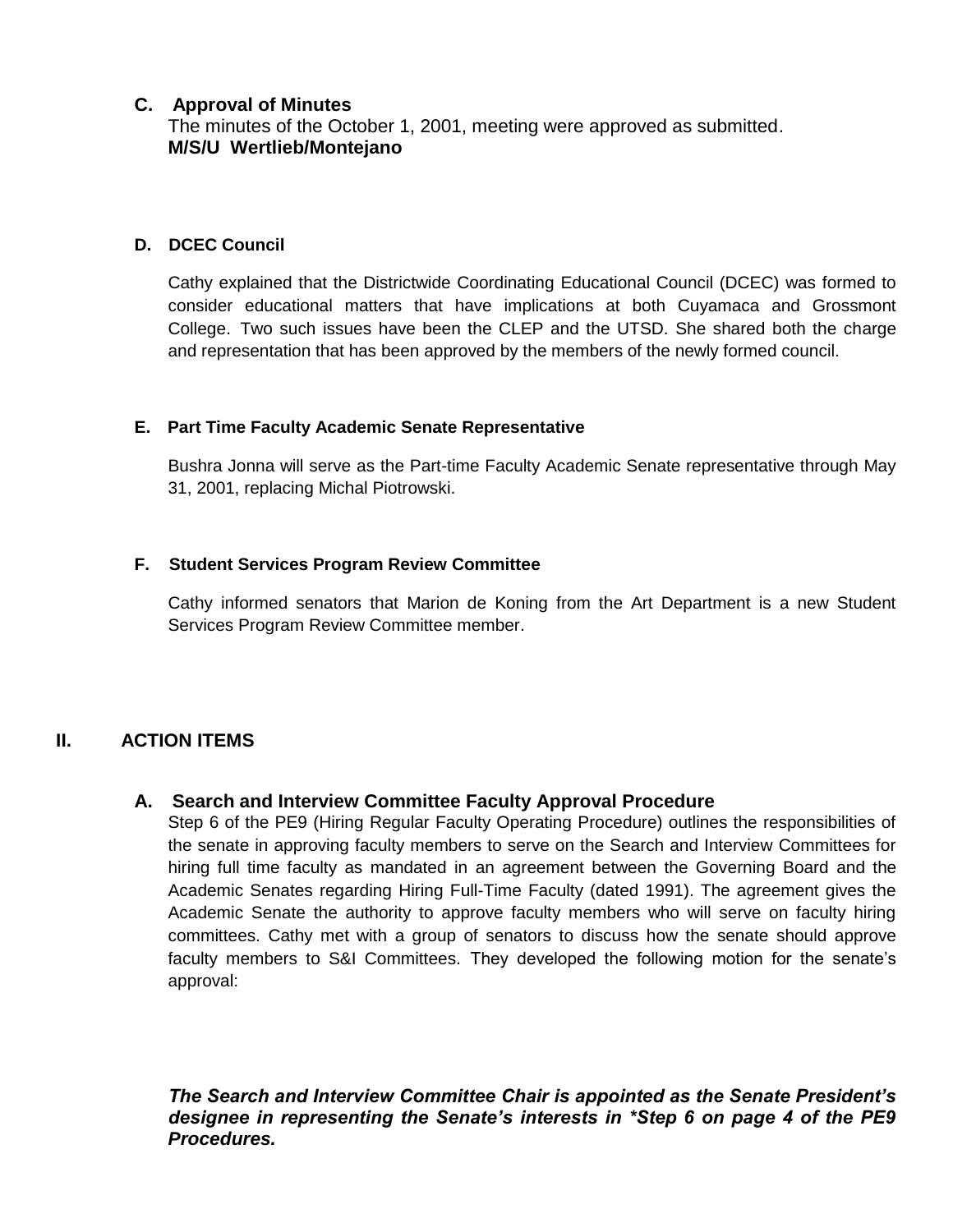### C. Approval of Minutes

The minutes of the October 1, 2001, meeting were approved as submitted.
**M/S/U Wertlieb/Montejano**

### D. DCEC Council

Cathy explained that the Districtwide Coordinating Educational Council (DCEC) was formed to consider educational matters that have implications at both Cuyamaca and Grossmont College. Two such issues have been the CLEP and the UTSD. She shared both the charge and representation that has been approved by the members of the newly formed council.

### E. Part Time Faculty Academic Senate Representative

Bushra Jonna will serve as the Part-time Faculty Academic Senate representative through May 31, 2001, replacing Michal Piotrowski.

### F. Student Services Program Review Committee

Cathy informed senators that Marion de Koning from the Art Department is a new Student Services Program Review Committee member.

## II. ACTION ITEMS

### A. Search and Interview Committee Faculty Approval Procedure

Step 6 of the PE9 (Hiring Regular Faculty Operating Procedure) outlines the responsibilities of the senate in approving faculty members to serve on the Search and Interview Committees for hiring full time faculty as mandated in an agreement between the Governing Board and the Academic Senates regarding Hiring Full-Time Faculty (dated 1991). The agreement gives the Academic Senate the authority to approve faculty members who will serve on faculty hiring committees. Cathy met with a group of senators to discuss how the senate should approve faculty members to S&I Committees. They developed the following motion for the senate's approval:

***The Search and Interview Committee Chair is appointed as the Senate President's designee in representing the Senate's interests in \*Step 6 on page 4 of the PE9 Procedures.***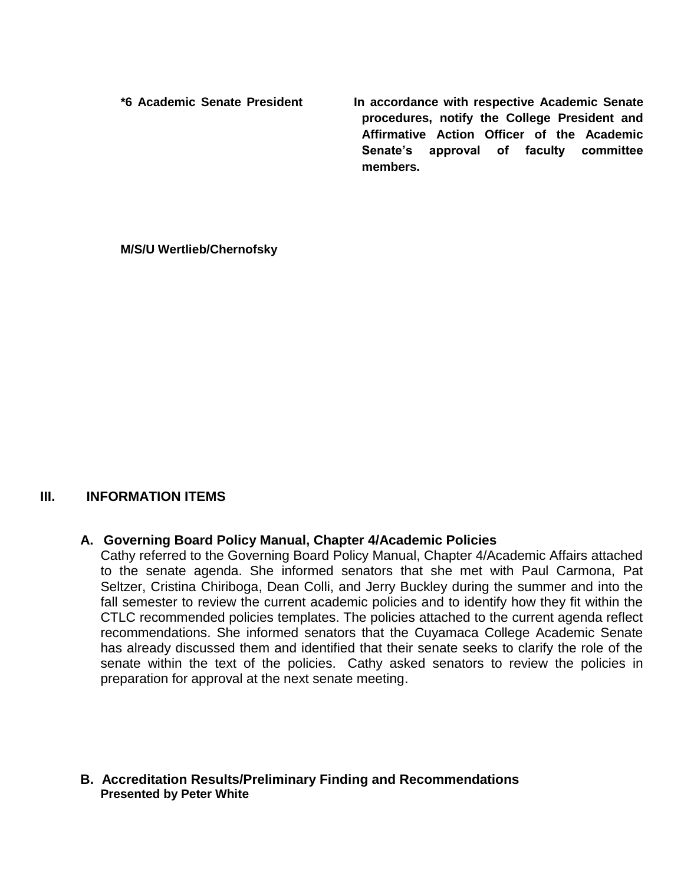| | |
|---|---|
| **\*6 Academic Senate President** | **In accordance with respective Academic Senate procedures, notify the College President and Affirmative Action Officer of the Academic Senate's approval of faculty committee members.** |

**M/S/U Wertlieb/Chernofsky**

## III. INFORMATION ITEMS

### A. Governing Board Policy Manual, Chapter 4/Academic Policies

Cathy referred to the Governing Board Policy Manual, Chapter 4/Academic Affairs attached to the senate agenda. She informed senators that she met with Paul Carmona, Pat Seltzer, Cristina Chiriboga, Dean Colli, and Jerry Buckley during the summer and into the fall semester to review the current academic policies and to identify how they fit within the CTLC recommended policies templates. The policies attached to the current agenda reflect recommendations. She informed senators that the Cuyamaca College Academic Senate has already discussed them and identified that their senate seeks to clarify the role of the senate within the text of the policies. Cathy asked senators to review the policies in preparation for approval at the next senate meeting.

### B. Accreditation Results/Preliminary Finding and Recommendations

**Presented by Peter White**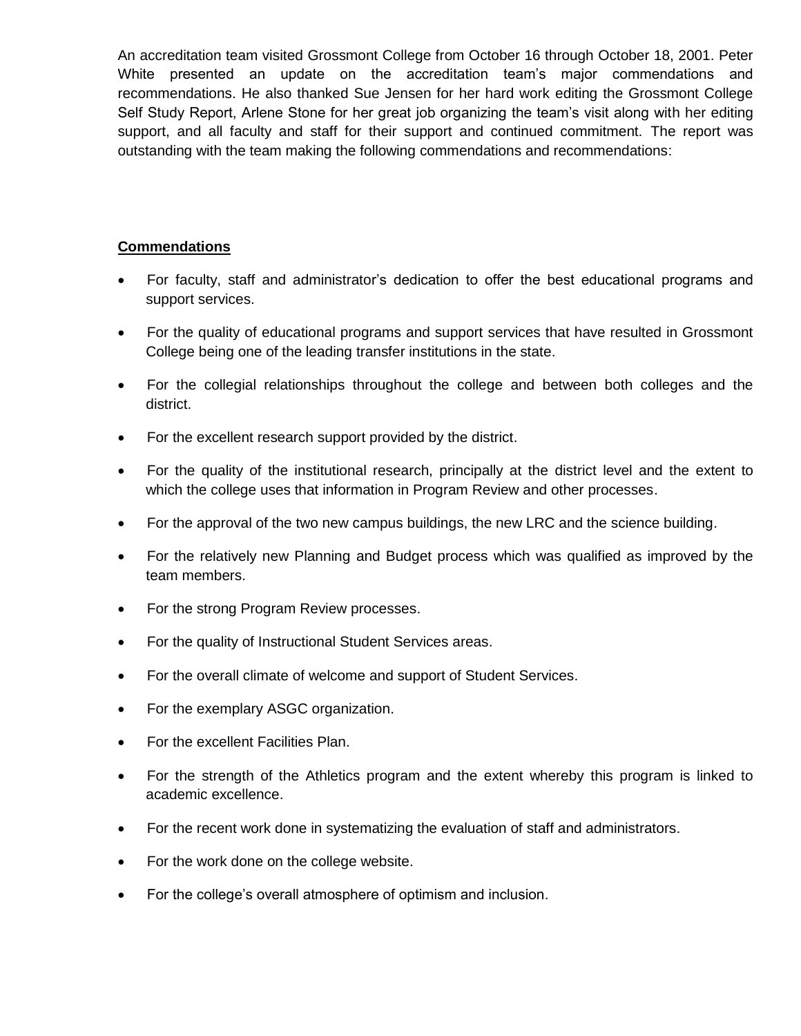An accreditation team visited Grossmont College from October 16 through October 18, 2001. Peter White presented an update on the accreditation team's major commendations and recommendations. He also thanked Sue Jensen for her hard work editing the Grossmont College Self Study Report, Arlene Stone for her great job organizing the team's visit along with her editing support, and all faculty and staff for their support and continued commitment. The report was outstanding with the team making the following commendations and recommendations:

**Commendations**

- For faculty, staff and administrator's dedication to offer the best educational programs and support services.
- For the quality of educational programs and support services that have resulted in Grossmont College being one of the leading transfer institutions in the state.
- For the collegial relationships throughout the college and between both colleges and the district.
- For the excellent research support provided by the district.
- For the quality of the institutional research, principally at the district level and the extent to which the college uses that information in Program Review and other processes.
- For the approval of the two new campus buildings, the new LRC and the science building.
- For the relatively new Planning and Budget process which was qualified as improved by the team members.
- For the strong Program Review processes.
- For the quality of Instructional Student Services areas.
- For the overall climate of welcome and support of Student Services.
- For the exemplary ASGC organization.
- For the excellent Facilities Plan.
- For the strength of the Athletics program and the extent whereby this program is linked to academic excellence.
- For the recent work done in systematizing the evaluation of staff and administrators.
- For the work done on the college website.
- For the college's overall atmosphere of optimism and inclusion.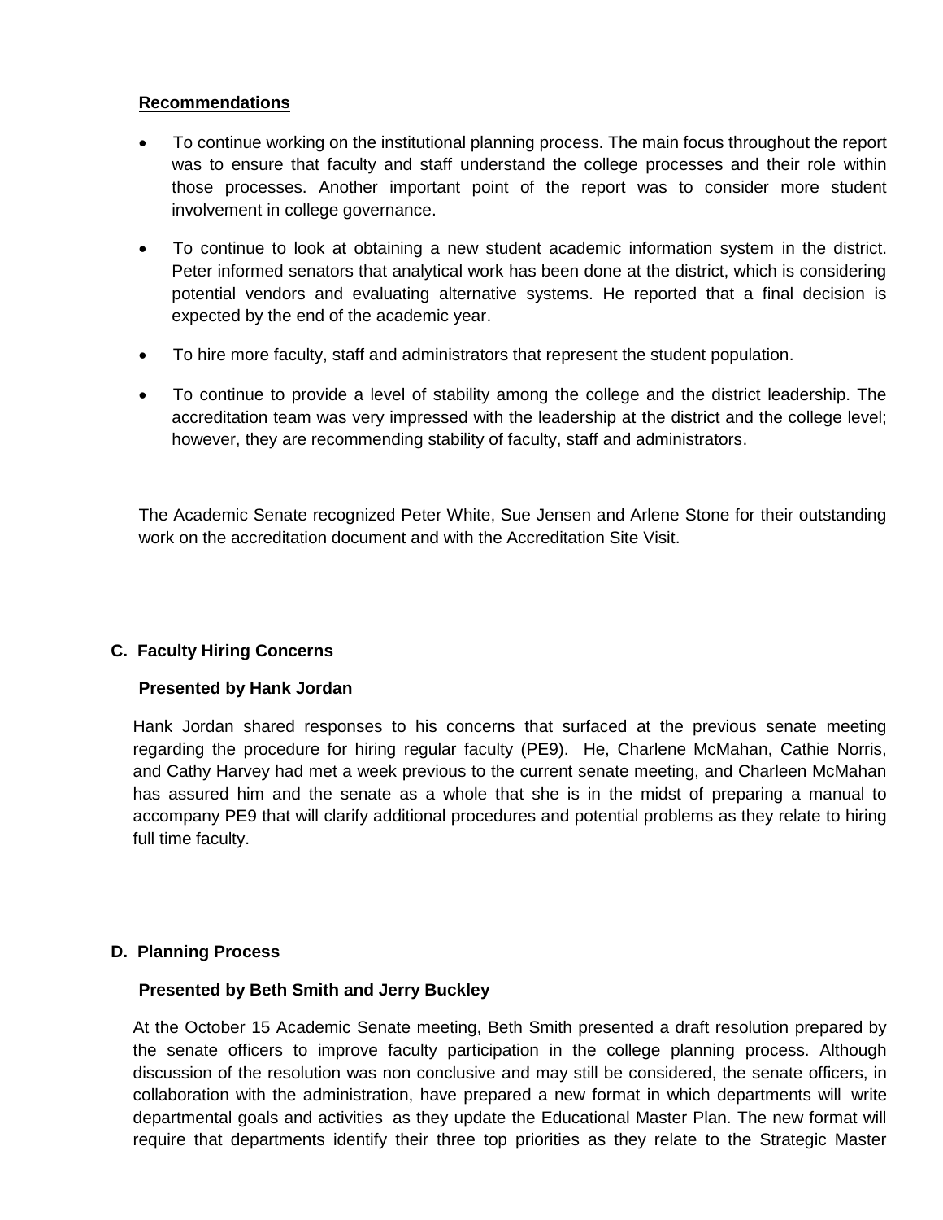**Recommendations**

- To continue working on the institutional planning process. The main focus throughout the report was to ensure that faculty and staff understand the college processes and their role within those processes. Another important point of the report was to consider more student involvement in college governance.
- To continue to look at obtaining a new student academic information system in the district. Peter informed senators that analytical work has been done at the district, which is considering potential vendors and evaluating alternative systems. He reported that a final decision is expected by the end of the academic year.
- To hire more faculty, staff and administrators that represent the student population.
- To continue to provide a level of stability among the college and the district leadership. The accreditation team was very impressed with the leadership at the district and the college level; however, they are recommending stability of faculty, staff and administrators.

The Academic Senate recognized Peter White, Sue Jensen and Arlene Stone for their outstanding work on the accreditation document and with the Accreditation Site Visit.

**C. Faculty Hiring Concerns**

**Presented by Hank Jordan**

Hank Jordan shared responses to his concerns that surfaced at the previous senate meeting regarding the procedure for hiring regular faculty (PE9). He, Charlene McMahan, Cathie Norris, and Cathy Harvey had met a week previous to the current senate meeting, and Charleen McMahan has assured him and the senate as a whole that she is in the midst of preparing a manual to accompany PE9 that will clarify additional procedures and potential problems as they relate to hiring full time faculty.

**D. Planning Process**

**Presented by Beth Smith and Jerry Buckley**

At the October 15 Academic Senate meeting, Beth Smith presented a draft resolution prepared by the senate officers to improve faculty participation in the college planning process. Although discussion of the resolution was non conclusive and may still be considered, the senate officers, in collaboration with the administration, have prepared a new format in which departments will write departmental goals and activities as they update the Educational Master Plan. The new format will require that departments identify their three top priorities as they relate to the Strategic Master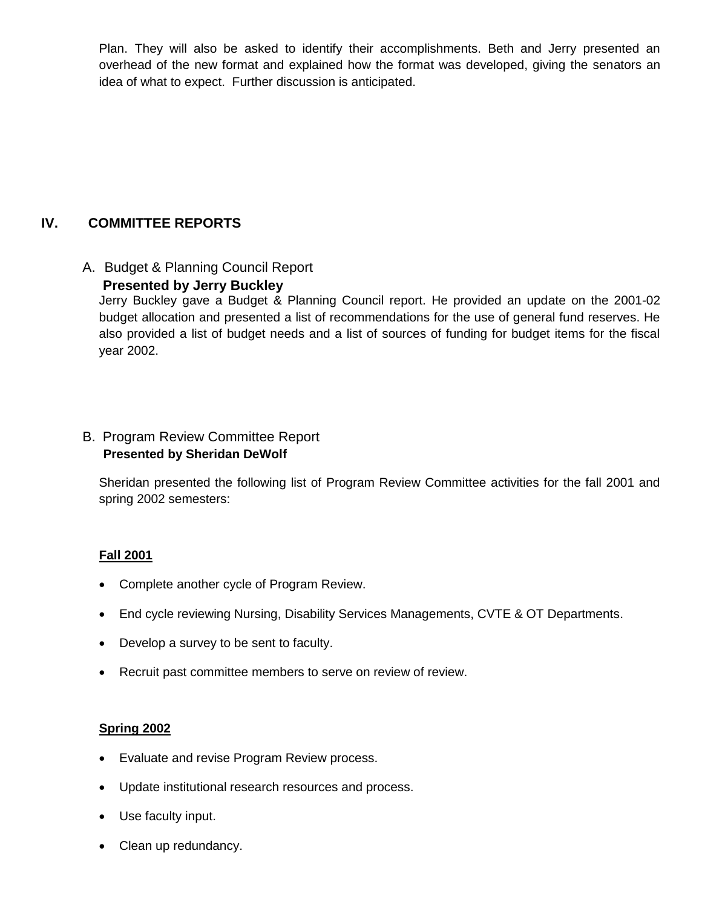Plan. They will also be asked to identify their accomplishments. Beth and Jerry presented an overhead of the new format and explained how the format was developed, giving the senators an idea of what to expect. Further discussion is anticipated.

## IV. COMMITTEE REPORTS

### A. Budget & Planning Council Report

**Presented by Jerry Buckley**

Jerry Buckley gave a Budget & Planning Council report. He provided an update on the 2001-02 budget allocation and presented a list of recommendations for the use of general fund reserves. He also provided a list of budget needs and a list of sources of funding for budget items for the fiscal year 2002.

### B. Program Review Committee Report

**Presented by Sheridan DeWolf**

Sheridan presented the following list of Program Review Committee activities for the fall 2001 and spring 2002 semesters:

**Fall 2001**

- Complete another cycle of Program Review.
- End cycle reviewing Nursing, Disability Services Managements, CVTE & OT Departments.
- Develop a survey to be sent to faculty.
- Recruit past committee members to serve on review of review.

**Spring 2002**

- Evaluate and revise Program Review process.
- Update institutional research resources and process.
- Use faculty input.
- Clean up redundancy.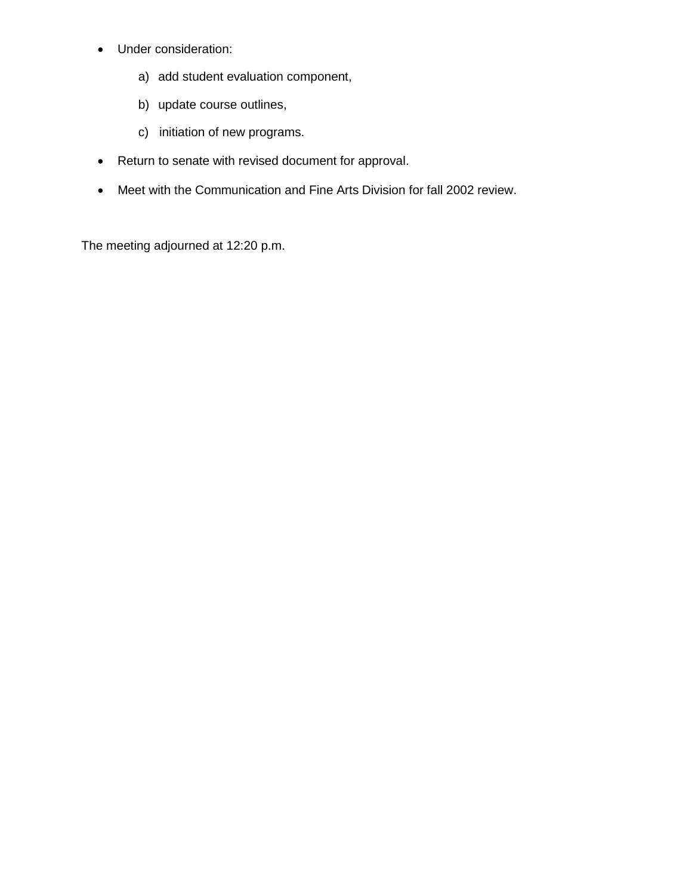- Under consideration:
  - a) add student evaluation component,
  - b) update course outlines,
  - c) initiation of new programs.
- Return to senate with revised document for approval.
- Meet with the Communication and Fine Arts Division for fall 2002 review.

The meeting adjourned at 12:20 p.m.